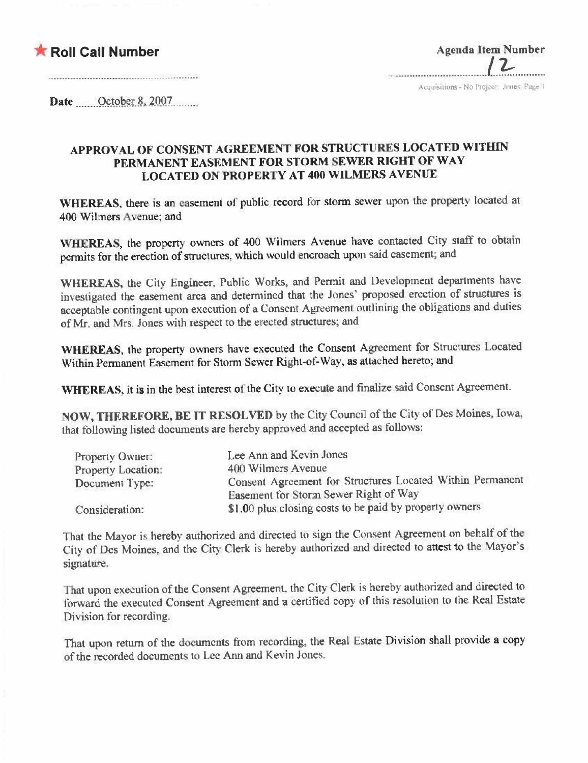★ **Roll Call Number**

**Agenda Item Number**
12

Acquisitions - No Project: Jones: Page 1

**Date** October 8, 2007

## APPROVAL OF CONSENT AGREEMENT FOR STRUCTURES LOCATED WITHIN PERMANENT EASEMENT FOR STORM SEWER RIGHT OF WAY LOCATED ON PROPERTY AT 400 WILMERS AVENUE

**WHEREAS**, there is an easement of public record for storm sewer upon the property located at 400 Wilmers Avenue; and

**WHEREAS**, the property owners of 400 Wilmers Avenue have contacted City staff to obtain permits for the erection of structures, which would encroach upon said easement; and

**WHEREAS**, the City Engineer, Public Works, and Permit and Development departments have investigated the easement area and determined that the Jones' proposed erection of structures is acceptable contingent upon execution of a Consent Agreement outlining the obligations and duties of Mr. and Mrs. Jones with respect to the erected structures; and

**WHEREAS**, the property owners have executed the Consent Agreement for Structures Located Within Permanent Easement for Storm Sewer Right-of-Way, as attached hereto; and

**WHEREAS**, it is in the best interest of the City to execute and finalize said Consent Agreement.

**NOW, THEREFORE, BE IT RESOLVED** by the City Council of the City of Des Moines, Iowa, that following listed documents are hereby approved and accepted as follows:

| | |
|---|---|
| Property Owner: | Lee Ann and Kevin Jones |
| Property Location: | 400 Wilmers Avenue |
| Document Type: | Consent Agreement for Structures Located Within Permanent Easement for Storm Sewer Right of Way |
| Consideration: | $1.00 plus closing costs to be paid by property owners |

That the Mayor is hereby authorized and directed to sign the Consent Agreement on behalf of the City of Des Moines, and the City Clerk is hereby authorized and directed to attest to the Mayor's signature.

That upon execution of the Consent Agreement, the City Clerk is hereby authorized and directed to forward the executed Consent Agreement and a certified copy of this resolution to the Real Estate Division for recording.

That upon return of the documents from recording, the Real Estate Division shall provide a copy of the recorded documents to Lee Ann and Kevin Jones.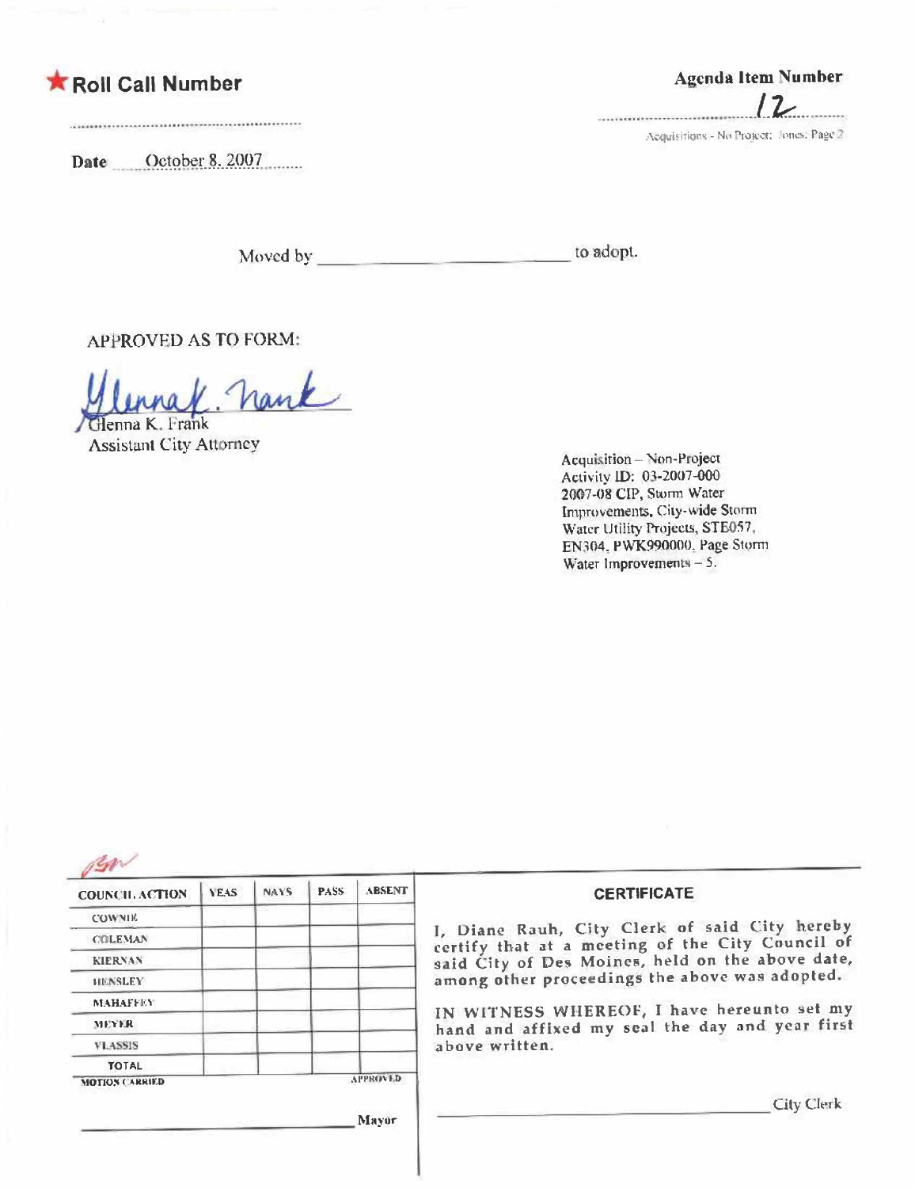★ **Roll Call Number**

.......................................................

**Date** October 8, 2007

**Agenda Item Number**

12

Acquisitions - No Project; Jones; Page 2

Moved by ________________________ to adopt.

APPROVED AS TO FORM:

Glenna K. Frank
Assistant City Attorney

Acquisition – Non-Project
Activity ID: 03-2007-000
2007-08 CIP, Storm Water Improvements, City-wide Storm Water Utility Projects, STE057, EN304, PWK990000, Page Storm Water Improvements – 5.

| COUNCIL ACTION | YEAS | NAYS | PASS | ABSENT |
|---|---|---|---|---|
| COWNIE | | | | |
| COLEMAN | | | | |
| KIERNAN | | | | |
| HENSLEY | | | | |
| MAHAFFEY | | | | |
| MEYER | | | | |
| VLASSIS | | | | |
| TOTAL | | | | |
| MOTION CARRIED | | | | APPROVED |

________________________ Mayor

**CERTIFICATE**

I, Diane Rauh, City Clerk of said City hereby certify that at a meeting of the City Council of said City of Des Moines, held on the above date, among other proceedings the above was adopted.

IN WITNESS WHEREOF, I have hereunto set my hand and affixed my seal the day and year first above written.

________________________ City Clerk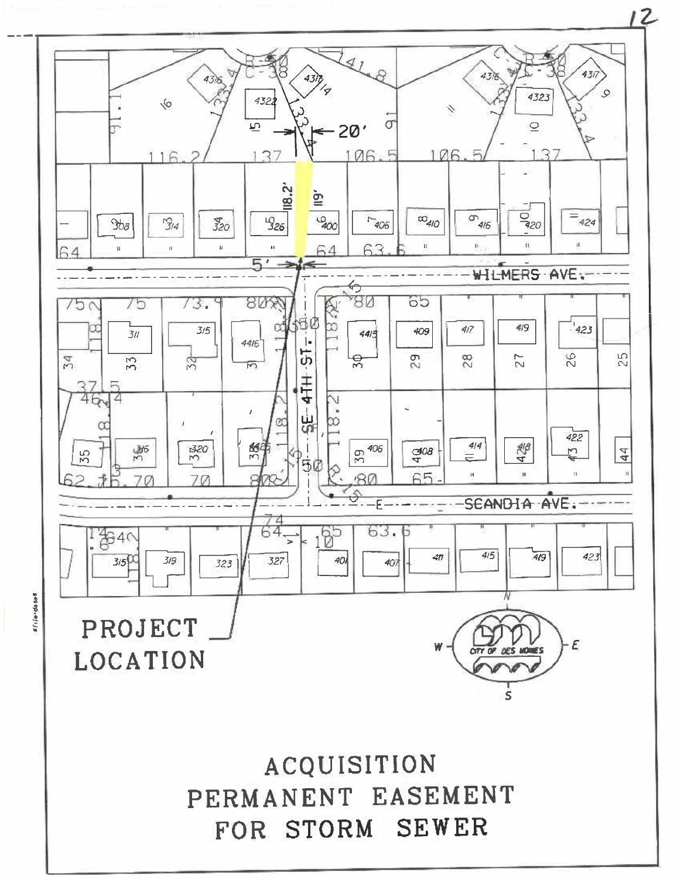PROJECT LOCATION

WILMERS AVE.

SE 4TH ST.

SCANDIA AVE.

20'

5'

118.2'

119'

CITY OF DES MOINES

N

S

E

W

# ACQUISITION PERMANENT EASEMENT FOR STORM SEWER